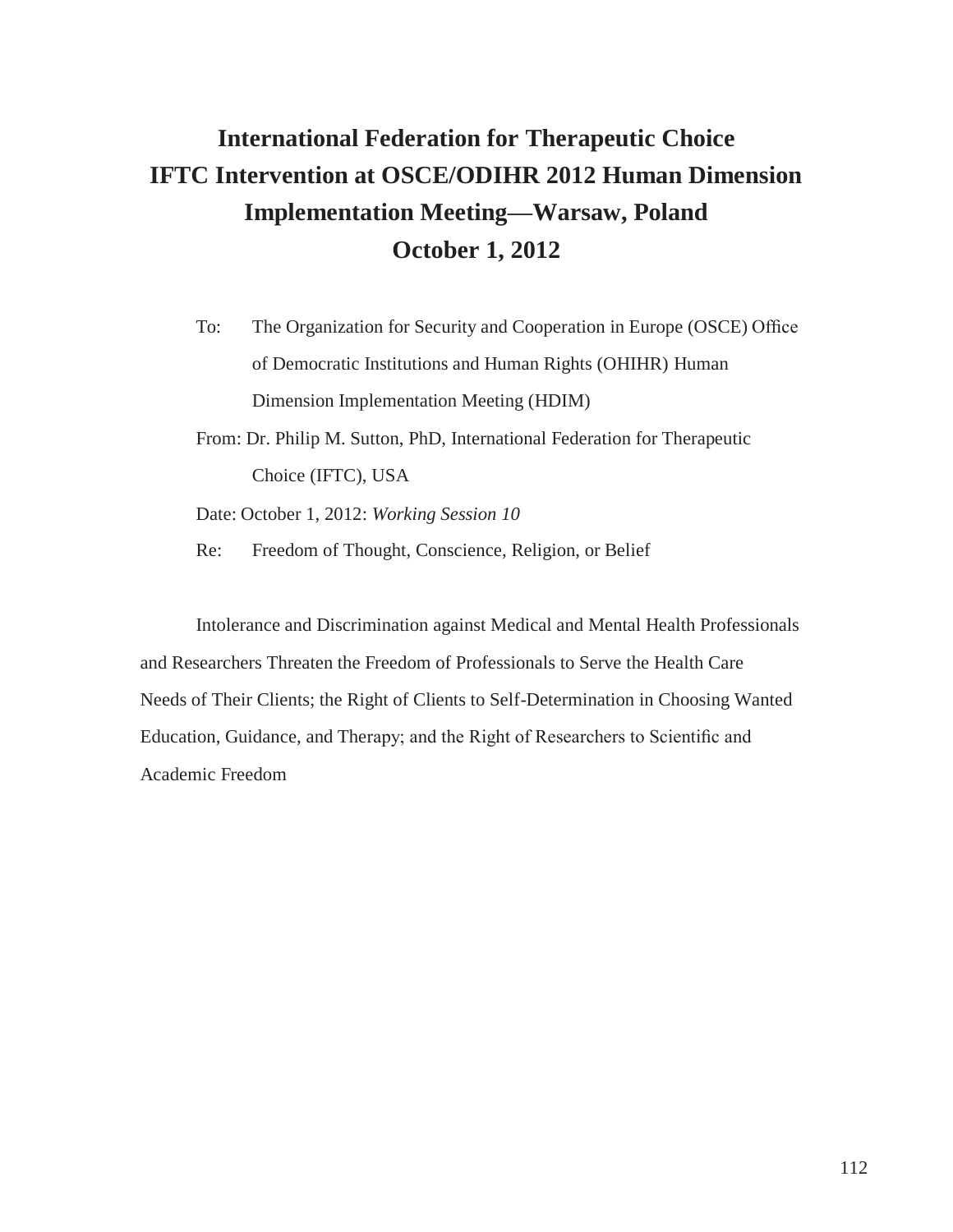# International Federation for Therapeutic Choice IFTC Intervention at OSCE/ODIHR 2012 Human Dimension Implementation Meeting—Warsaw, Poland October 1, 2012

To: The Organization for Security and Cooperation in Europe (OSCE) Office of Democratic Institutions and Human Rights (OHIHR) Human Dimension Implementation Meeting (HDIM)

From: Dr. Philip M. Sutton, PhD, International Federation for Therapeutic Choice (IFTC), USA

Date: October 1, 2012: *Working Session 10*

Re: Freedom of Thought, Conscience, Religion, or Belief

Intolerance and Discrimination against Medical and Mental Health Professionals and Researchers Threaten the Freedom of Professionals to Serve the Health Care Needs of Their Clients; the Right of Clients to Self-Determination in Choosing Wanted Education, Guidance, and Therapy; and the Right of Researchers to Scientific and Academic Freedom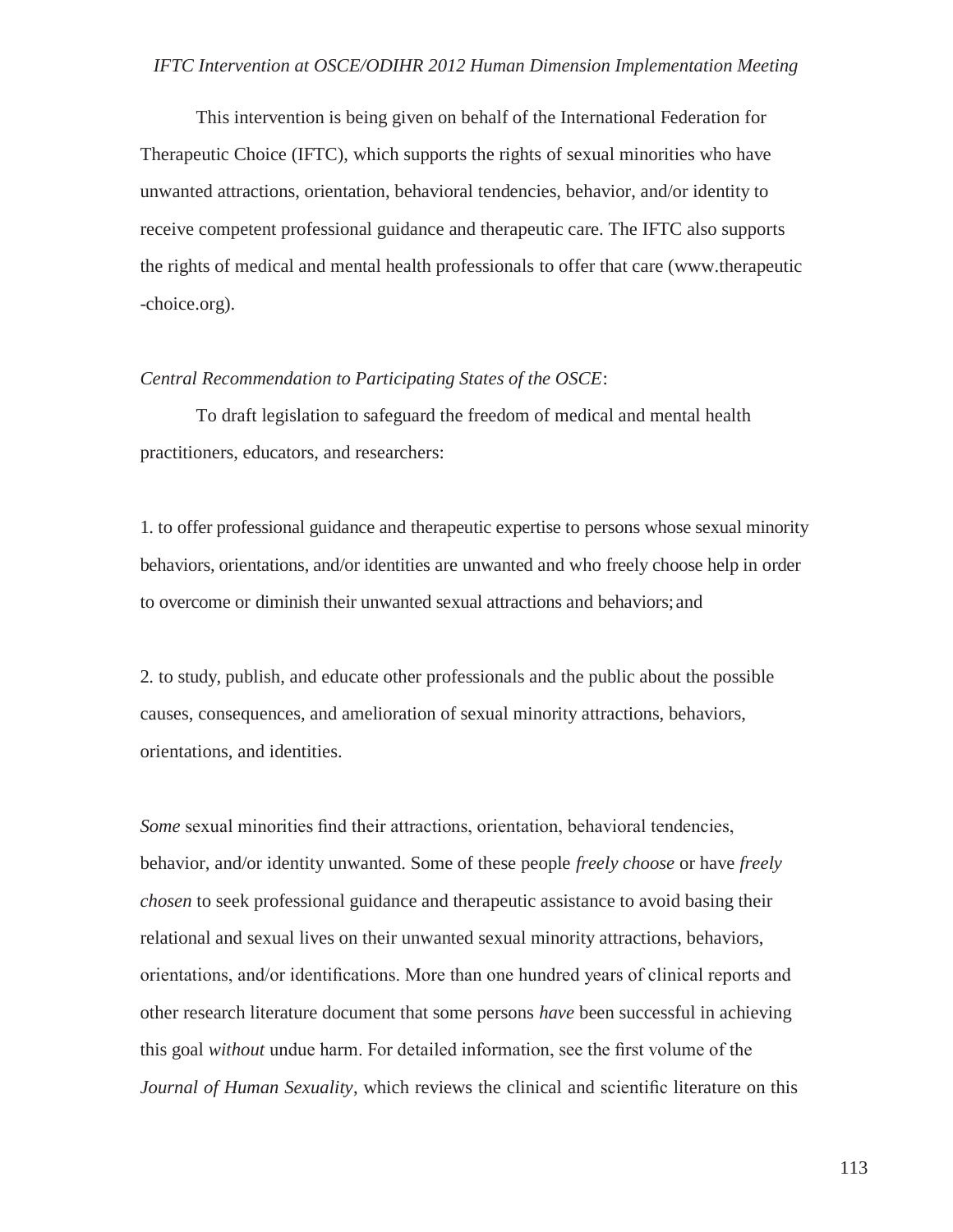*IFTC Intervention at OSCE/ODIHR 2012 Human Dimension Implementation Meeting*

This intervention is being given on behalf of the International Federation for Therapeutic Choice (IFTC), which supports the rights of sexual minorities who have unwanted attractions, orientation, behavioral tendencies, behavior, and/or identity to receive competent professional guidance and therapeutic care. The IFTC also supports the rights of medical and mental health professionals to offer that care (www.therapeutic-choice.org).

*Central Recommendation to Participating States of the OSCE*:

To draft legislation to safeguard the freedom of medical and mental health practitioners, educators, and researchers:

1. to offer professional guidance and therapeutic expertise to persons whose sexual minority behaviors, orientations, and/or identities are unwanted and who freely choose help in order to overcome or diminish their unwanted sexual attractions and behaviors; and

2. to study, publish, and educate other professionals and the public about the possible causes, consequences, and amelioration of sexual minority attractions, behaviors, orientations, and identities.

*Some* sexual minorities find their attractions, orientation, behavioral tendencies, behavior, and/or identity unwanted. Some of these people *freely choose* or have *freely chosen* to seek professional guidance and therapeutic assistance to avoid basing their relational and sexual lives on their unwanted sexual minority attractions, behaviors, orientations, and/or identifications. More than one hundred years of clinical reports and other research literature document that some persons *have* been successful in achieving this goal *without* undue harm. For detailed information, see the first volume of the *Journal of Human Sexuality*, which reviews the clinical and scientific literature on this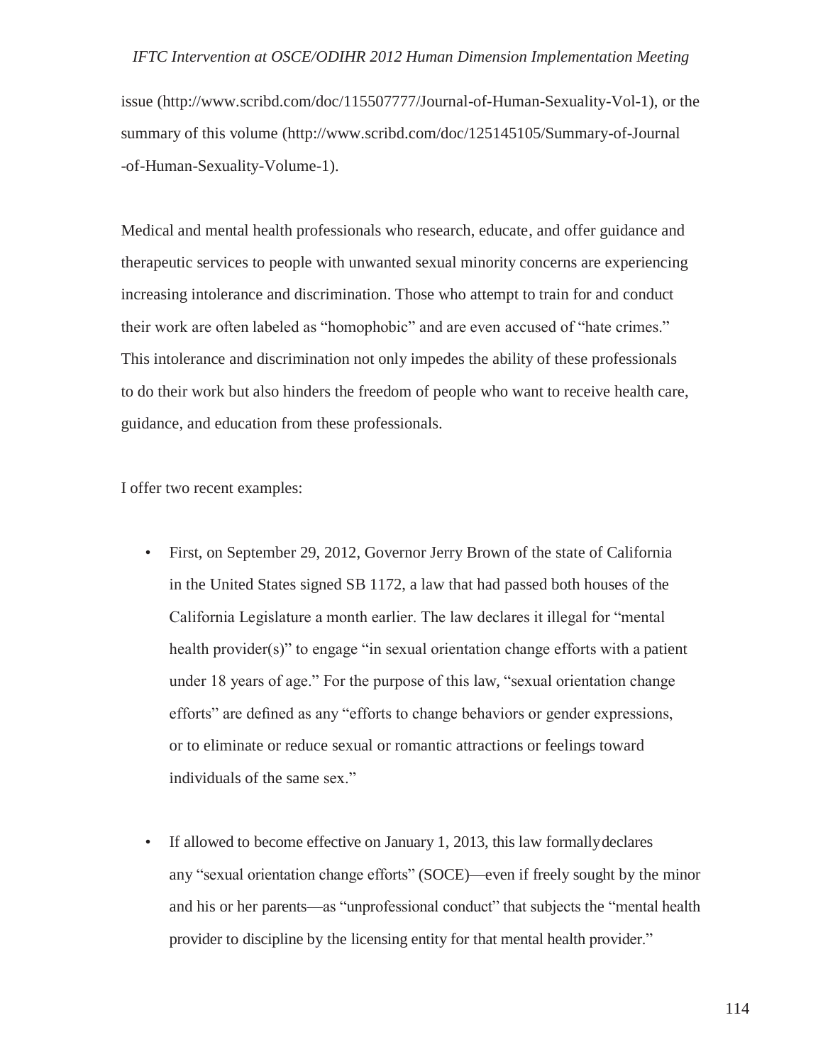issue (http://www.scribd.com/doc/115507777/Journal-of-Human-Sexuality-Vol-1), or the summary of this volume (http://www.scribd.com/doc/125145105/Summary-of-Journal-of-Human-Sexuality-Volume-1).

Medical and mental health professionals who research, educate, and offer guidance and therapeutic services to people with unwanted sexual minority concerns are experiencing increasing intolerance and discrimination. Those who attempt to train for and conduct their work are often labeled as "homophobic" and are even accused of "hate crimes." This intolerance and discrimination not only impedes the ability of these professionals to do their work but also hinders the freedom of people who want to receive health care, guidance, and education from these professionals.

I offer two recent examples:

- First, on September 29, 2012, Governor Jerry Brown of the state of California in the United States signed SB 1172, a law that had passed both houses of the California Legislature a month earlier. The law declares it illegal for "mental health provider(s)" to engage "in sexual orientation change efforts with a patient under 18 years of age." For the purpose of this law, "sexual orientation change efforts" are defined as any "efforts to change behaviors or gender expressions, or to eliminate or reduce sexual or romantic attractions or feelings toward individuals of the same sex."
- If allowed to become effective on January 1, 2013, this law formally declares any "sexual orientation change efforts" (SOCE)—even if freely sought by the minor and his or her parents—as "unprofessional conduct" that subjects the "mental health provider to discipline by the licensing entity for that mental health provider."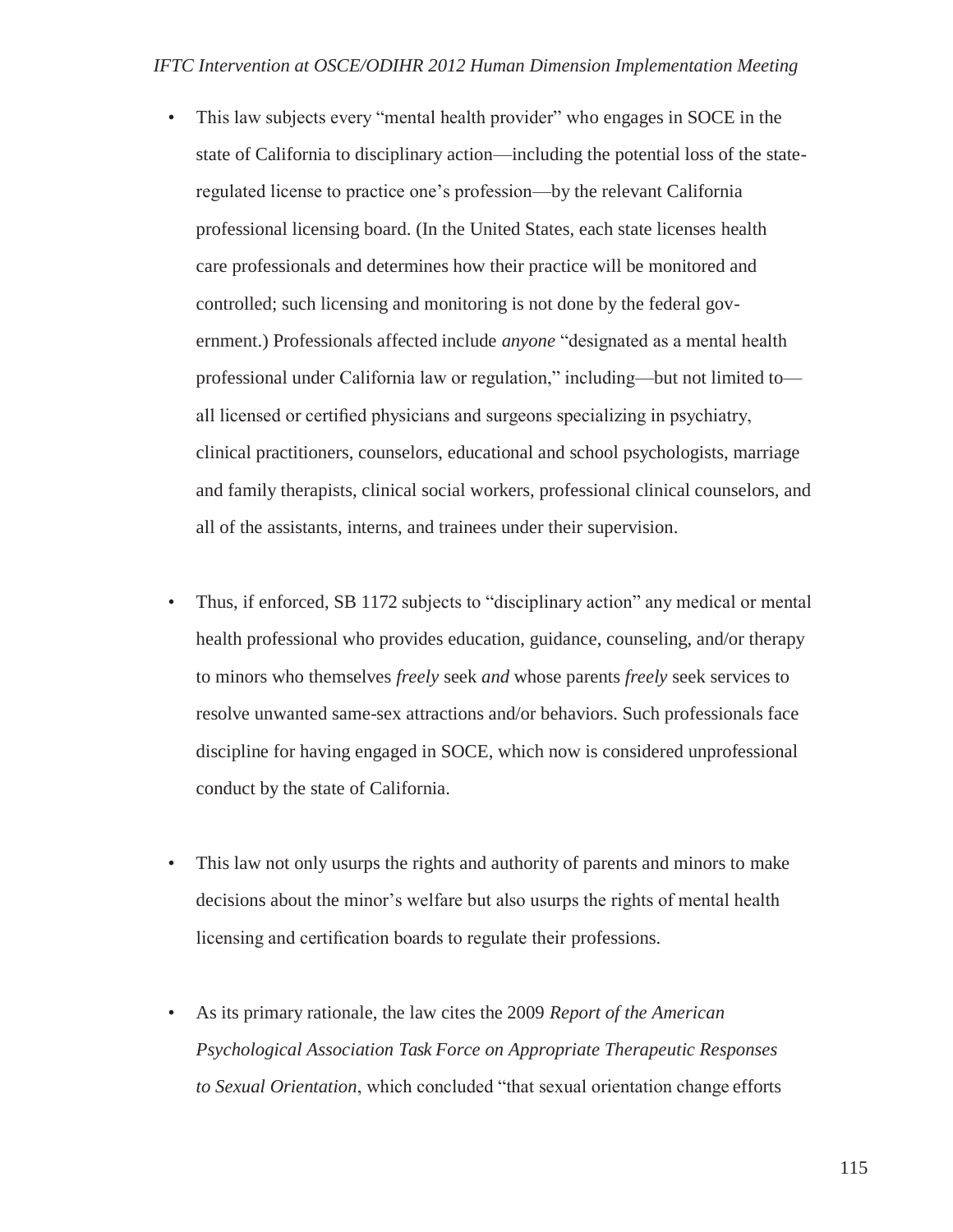- This law subjects every "mental health provider" who engages in SOCE in the state of California to disciplinary action—including the potential loss of the state-regulated license to practice one's profession—by the relevant California professional licensing board. (In the United States, each state licenses health care professionals and determines how their practice will be monitored and controlled; such licensing and monitoring is not done by the federal government.) Professionals affected include *anyone* "designated as a mental health professional under California law or regulation," including—but not limited to—all licensed or certified physicians and surgeons specializing in psychiatry, clinical practitioners, counselors, educational and school psychologists, marriage and family therapists, clinical social workers, professional clinical counselors, and all of the assistants, interns, and trainees under their supervision.

- Thus, if enforced, SB 1172 subjects to "disciplinary action" any medical or mental health professional who provides education, guidance, counseling, and/or therapy to minors who themselves *freely* seek *and* whose parents *freely* seek services to resolve unwanted same-sex attractions and/or behaviors. Such professionals face discipline for having engaged in SOCE, which now is considered unprofessional conduct by the state of California.

- This law not only usurps the rights and authority of parents and minors to make decisions about the minor's welfare but also usurps the rights of mental health licensing and certification boards to regulate their professions.

- As its primary rationale, the law cites the 2009 *Report of the American Psychological Association Task Force on Appropriate Therapeutic Responses to Sexual Orientation*, which concluded "that sexual orientation change efforts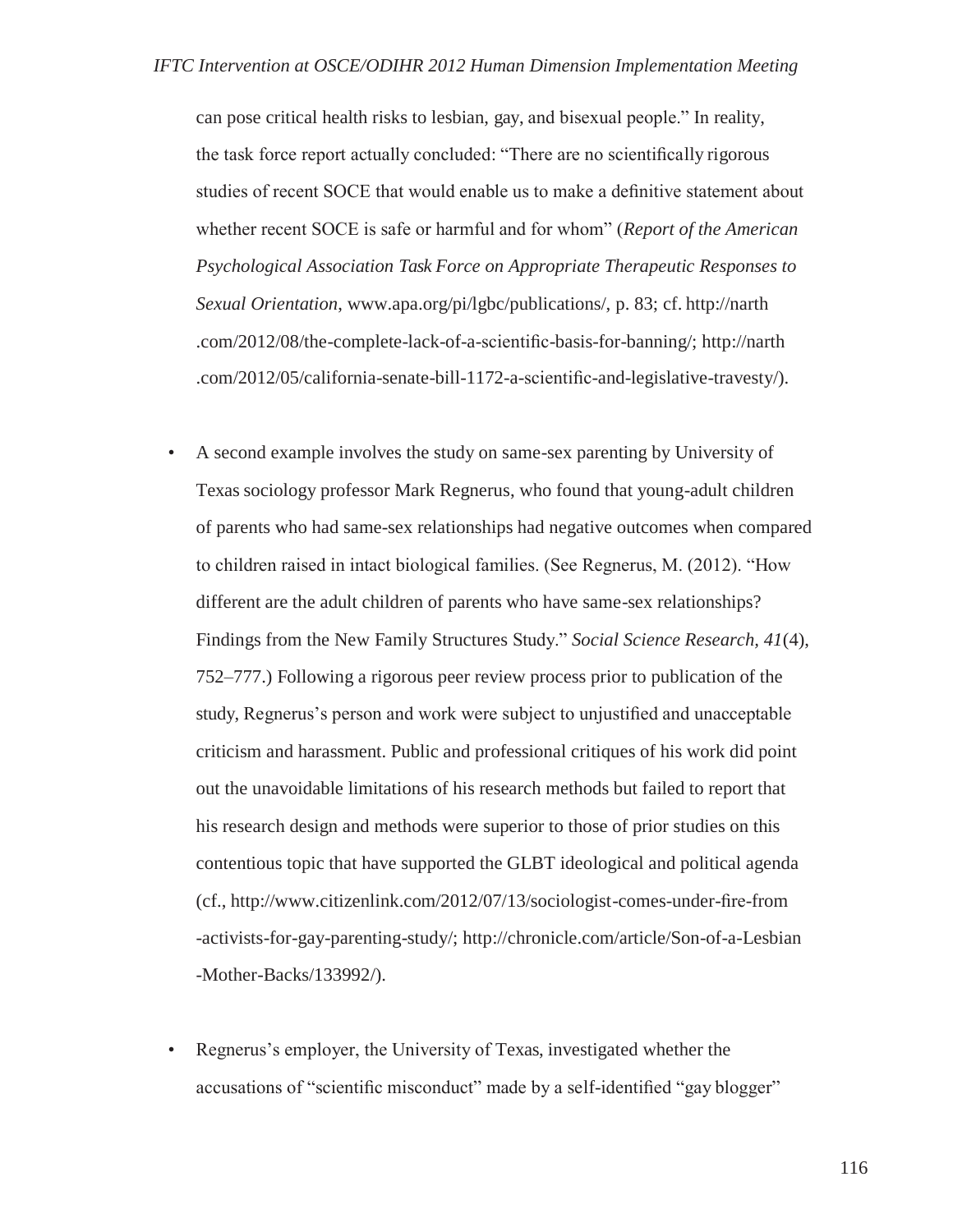can pose critical health risks to lesbian, gay, and bisexual people." In reality, the task force report actually concluded: "There are no scientifically rigorous studies of recent SOCE that would enable us to make a definitive statement about whether recent SOCE is safe or harmful and for whom" (*Report of the American Psychological Association Task Force on Appropriate Therapeutic Responses to Sexual Orientation*, www.apa.org/pi/lgbc/publications/, p. 83; cf. http://narth.com/2012/08/the-complete-lack-of-a-scientific-basis-for-banning/; http://narth.com/2012/05/california-senate-bill-1172-a-scientific-and-legislative-travesty/).

- A second example involves the study on same-sex parenting by University of Texas sociology professor Mark Regnerus, who found that young-adult children of parents who had same-sex relationships had negative outcomes when compared to children raised in intact biological families. (See Regnerus, M. (2012). "How different are the adult children of parents who have same-sex relationships? Findings from the New Family Structures Study." *Social Science Research*, *41*(4), 752–777.) Following a rigorous peer review process prior to publication of the study, Regnerus's person and work were subject to unjustified and unacceptable criticism and harassment. Public and professional critiques of his work did point out the unavoidable limitations of his research methods but failed to report that his research design and methods were superior to those of prior studies on this contentious topic that have supported the GLBT ideological and political agenda (cf., http://www.citizenlink.com/2012/07/13/sociologist-comes-under-fire-from-activists-for-gay-parenting-study/; http://chronicle.com/article/Son-of-a-Lesbian-Mother-Backs/133992/).

- Regnerus's employer, the University of Texas, investigated whether the accusations of "scientific misconduct" made by a self-identified "gay blogger"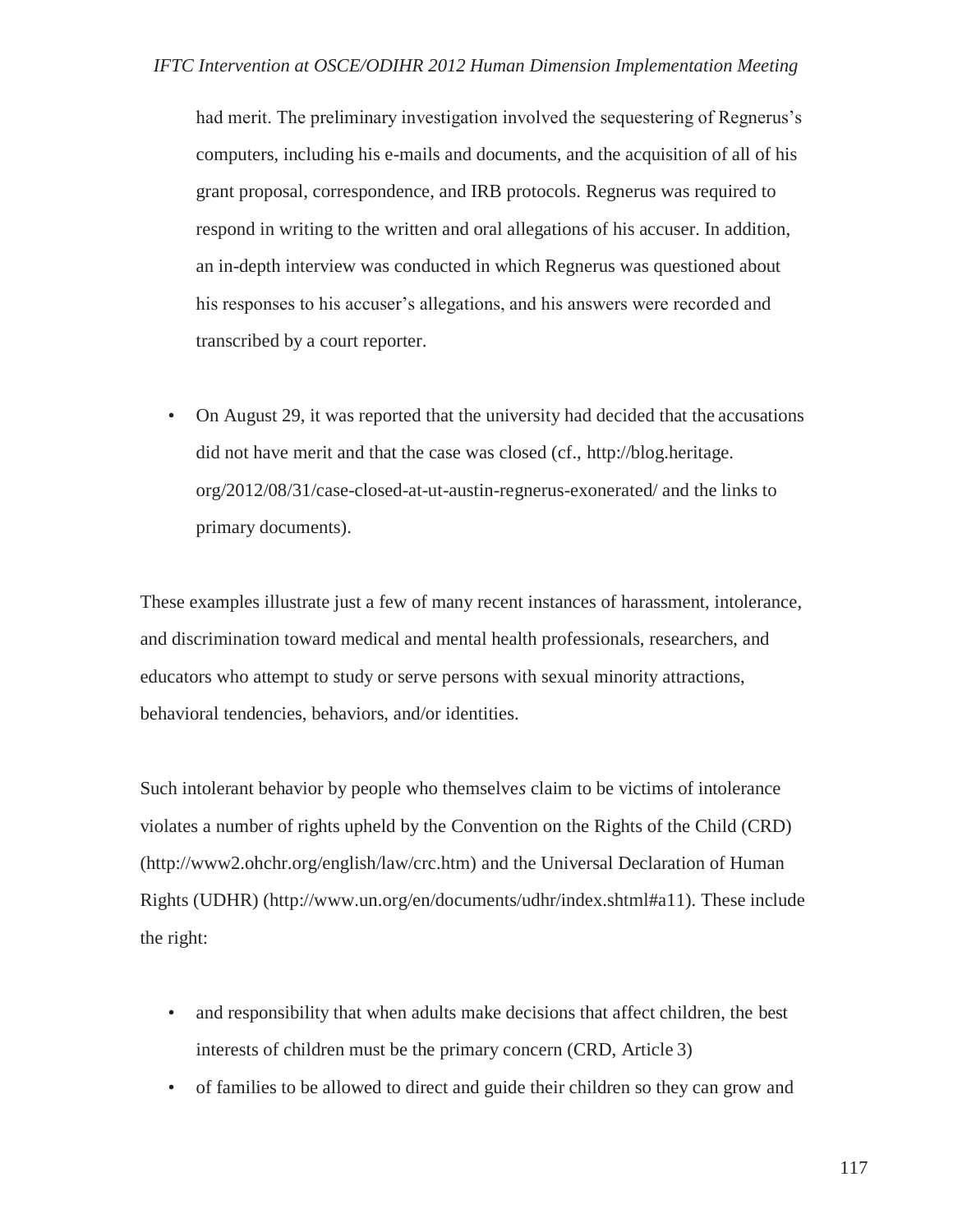had merit. The preliminary investigation involved the sequestering of Regnerus's computers, including his e-mails and documents, and the acquisition of all of his grant proposal, correspondence, and IRB protocols. Regnerus was required to respond in writing to the written and oral allegations of his accuser. In addition, an in-depth interview was conducted in which Regnerus was questioned about his responses to his accuser's allegations, and his answers were recorded and transcribed by a court reporter.

- On August 29, it was reported that the university had decided that the accusations did not have merit and that the case was closed (cf., http://blog.heritage.org/2012/08/31/case-closed-at-ut-austin-regnerus-exonerated/ and the links to primary documents).

These examples illustrate just a few of many recent instances of harassment, intolerance, and discrimination toward medical and mental health professionals, researchers, and educators who attempt to study or serve persons with sexual minority attractions, behavioral tendencies, behaviors, and/or identities.

Such intolerant behavior by people who themselve*s* claim to be victims of intolerance violates a number of rights upheld by the Convention on the Rights of the Child (CRD) (http://www2.ohchr.org/english/law/crc.htm) and the Universal Declaration of Human Rights (UDHR) (http://www.un.org/en/documents/udhr/index.shtml#a11). These include the right:

- and responsibility that when adults make decisions that affect children, the best interests of children must be the primary concern (CRD, Article 3)
- of families to be allowed to direct and guide their children so they can grow and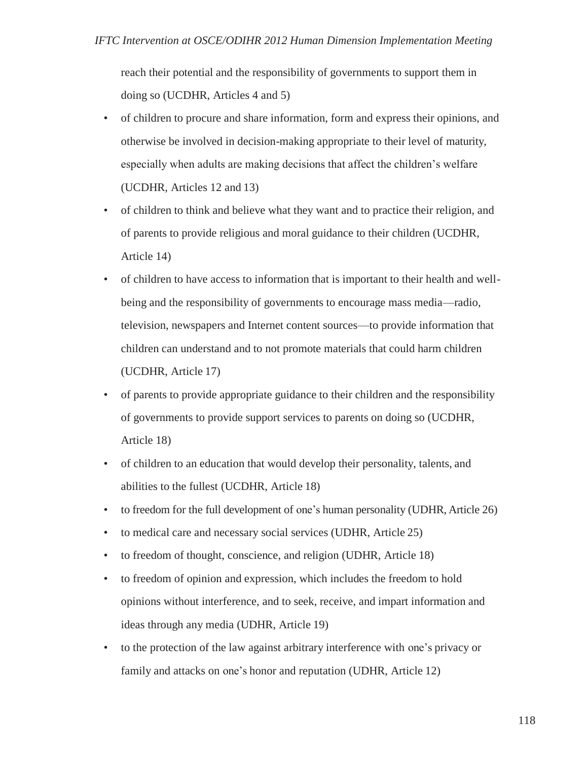reach their potential and the responsibility of governments to support them in doing so (UCDHR, Articles 4 and 5)

- of children to procure and share information, form and express their opinions, and otherwise be involved in decision-making appropriate to their level of maturity, especially when adults are making decisions that affect the children's welfare (UCDHR, Articles 12 and 13)
- of children to think and believe what they want and to practice their religion, and of parents to provide religious and moral guidance to their children (UCDHR, Article 14)
- of children to have access to information that is important to their health and well-being and the responsibility of governments to encourage mass media—radio, television, newspapers and Internet content sources—to provide information that children can understand and to not promote materials that could harm children (UCDHR, Article 17)
- of parents to provide appropriate guidance to their children and the responsibility of governments to provide support services to parents on doing so (UCDHR, Article 18)
- of children to an education that would develop their personality, talents, and abilities to the fullest (UCDHR, Article 18)
- to freedom for the full development of one's human personality (UDHR, Article 26)
- to medical care and necessary social services (UDHR, Article 25)
- to freedom of thought, conscience, and religion (UDHR, Article 18)
- to freedom of opinion and expression, which includes the freedom to hold opinions without interference, and to seek, receive, and impart information and ideas through any media (UDHR, Article 19)
- to the protection of the law against arbitrary interference with one's privacy or family and attacks on one's honor and reputation (UDHR, Article 12)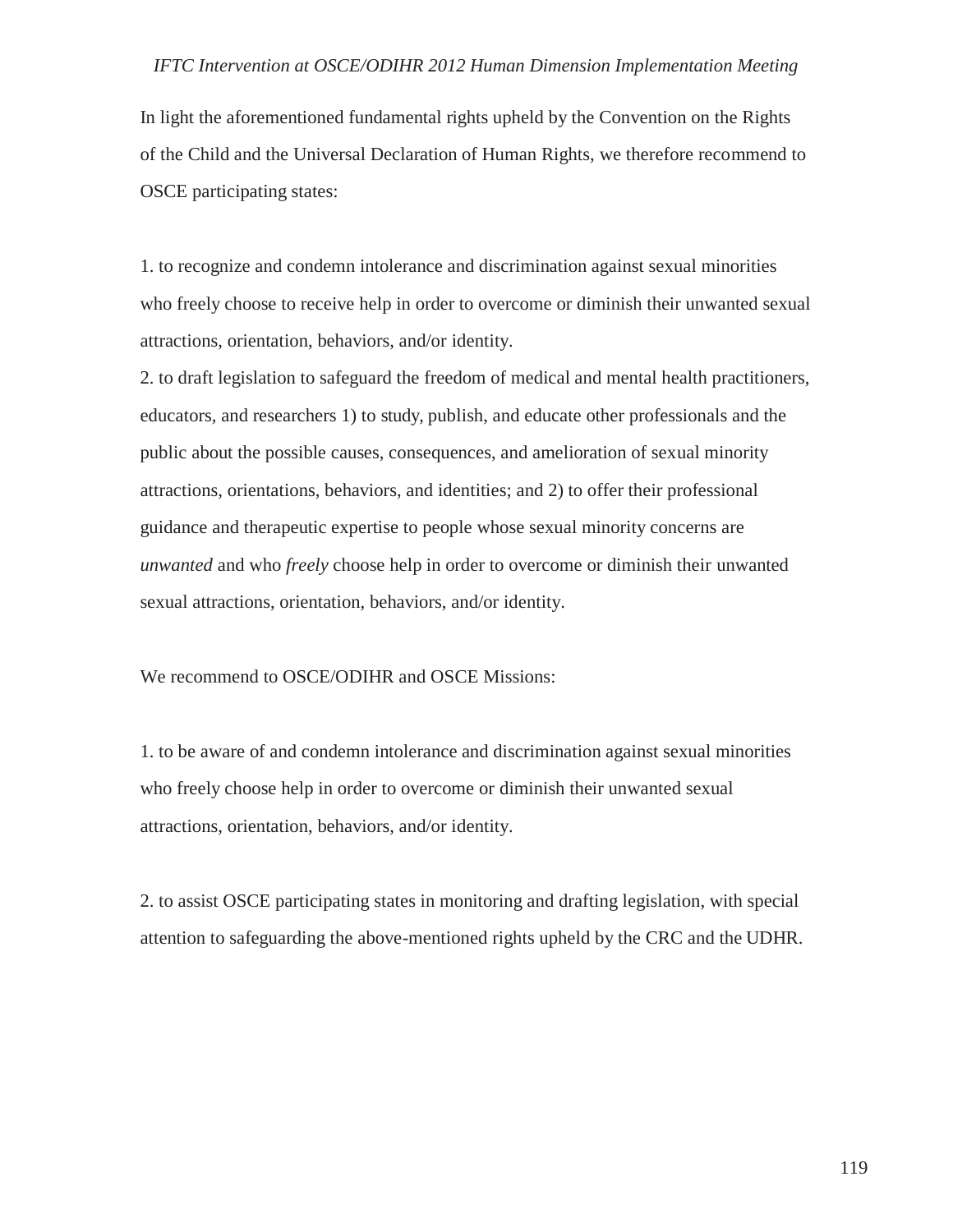In light the aforementioned fundamental rights upheld by the Convention on the Rights of the Child and the Universal Declaration of Human Rights, we therefore recommend to OSCE participating states:

1. to recognize and condemn intolerance and discrimination against sexual minorities who freely choose to receive help in order to overcome or diminish their unwanted sexual attractions, orientation, behaviors, and/or identity.
2. to draft legislation to safeguard the freedom of medical and mental health practitioners, educators, and researchers 1) to study, publish, and educate other professionals and the public about the possible causes, consequences, and amelioration of sexual minority attractions, orientations, behaviors, and identities; and 2) to offer their professional guidance and therapeutic expertise to people whose sexual minority concerns are *unwanted* and who *freely* choose help in order to overcome or diminish their unwanted sexual attractions, orientation, behaviors, and/or identity.

We recommend to OSCE/ODIHR and OSCE Missions:

1. to be aware of and condemn intolerance and discrimination against sexual minorities who freely choose help in order to overcome or diminish their unwanted sexual attractions, orientation, behaviors, and/or identity.

2. to assist OSCE participating states in monitoring and drafting legislation, with special attention to safeguarding the above-mentioned rights upheld by the CRC and the UDHR.